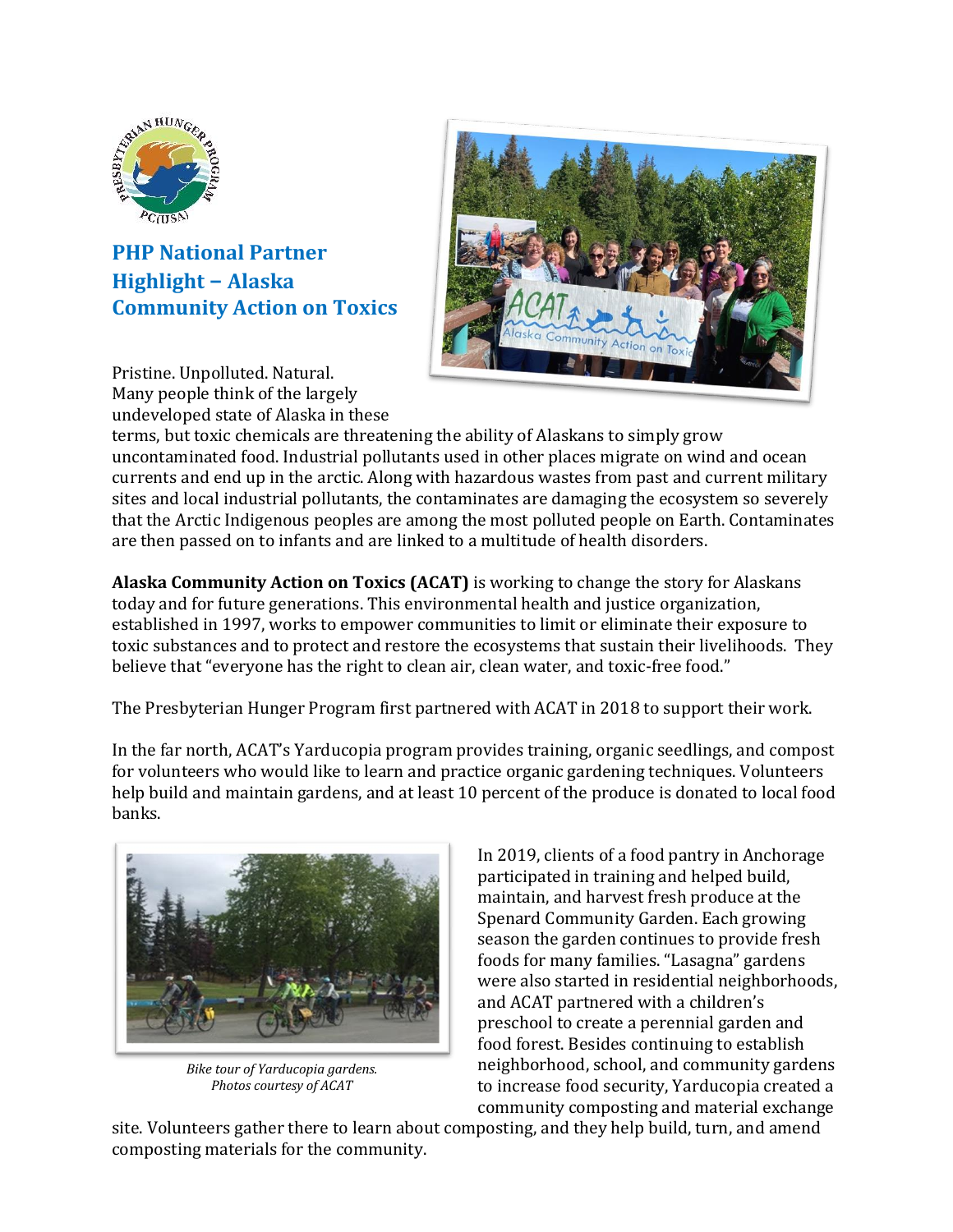# PHP National Partner Highlight – Alaska Community Action on Toxics

Pristine. Unpolluted. Natural. Many people think of the largely undeveloped state of Alaska in these terms, but toxic chemicals are threatening the ability of Alaskans to simply grow uncontaminated food. Industrial pollutants used in other places migrate on wind and ocean currents and end up in the arctic. Along with hazardous wastes from past and current military sites and local industrial pollutants, the contaminates are damaging the ecosystem so severely that the Arctic Indigenous peoples are among the most polluted people on Earth. Contaminates are then passed on to infants and are linked to a multitude of health disorders.

**Alaska Community Action on Toxics (ACAT)** is working to change the story for Alaskans today and for future generations. This environmental health and justice organization, established in 1997, works to empower communities to limit or eliminate their exposure to toxic substances and to protect and restore the ecosystems that sustain their livelihoods. They believe that "everyone has the right to clean air, clean water, and toxic-free food."

The Presbyterian Hunger Program first partnered with ACAT in 2018 to support their work.

In the far north, ACAT's Yarducopia program provides training, organic seedlings, and compost for volunteers who would like to learn and practice organic gardening techniques. Volunteers help build and maintain gardens, and at least 10 percent of the produce is donated to local food banks.

*Bike tour of Yarducopia gardens. Photos courtesy of ACAT*

In 2019, clients of a food pantry in Anchorage participated in training and helped build, maintain, and harvest fresh produce at the Spenard Community Garden. Each growing season the garden continues to provide fresh foods for many families. "Lasagna" gardens were also started in residential neighborhoods, and ACAT partnered with a children's preschool to create a perennial garden and food forest. Besides continuing to establish neighborhood, school, and community gardens to increase food security, Yarducopia created a community composting and material exchange site. Volunteers gather there to learn about composting, and they help build, turn, and amend composting materials for the community.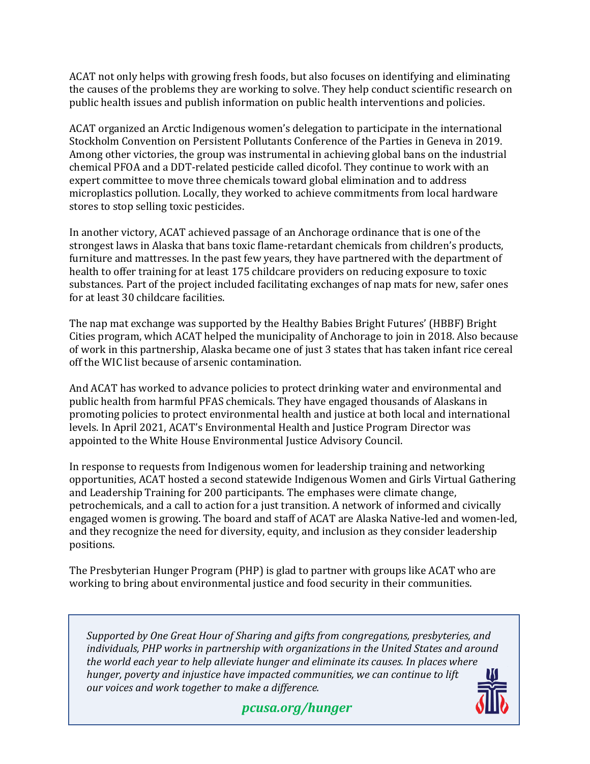ACAT not only helps with growing fresh foods, but also focuses on identifying and eliminating the causes of the problems they are working to solve. They help conduct scientific research on public health issues and publish information on public health interventions and policies.

ACAT organized an Arctic Indigenous women's delegation to participate in the international Stockholm Convention on Persistent Pollutants Conference of the Parties in Geneva in 2019. Among other victories, the group was instrumental in achieving global bans on the industrial chemical PFOA and a DDT-related pesticide called dicofol. They continue to work with an expert committee to move three chemicals toward global elimination and to address microplastics pollution. Locally, they worked to achieve commitments from local hardware stores to stop selling toxic pesticides.

In another victory, ACAT achieved passage of an Anchorage ordinance that is one of the strongest laws in Alaska that bans toxic flame-retardant chemicals from children's products, furniture and mattresses. In the past few years, they have partnered with the department of health to offer training for at least 175 childcare providers on reducing exposure to toxic substances. Part of the project included facilitating exchanges of nap mats for new, safer ones for at least 30 childcare facilities.

The nap mat exchange was supported by the Healthy Babies Bright Futures' (HBBF) Bright Cities program, which ACAT helped the municipality of Anchorage to join in 2018. Also because of work in this partnership, Alaska became one of just 3 states that has taken infant rice cereal off the WIC list because of arsenic contamination.

And ACAT has worked to advance policies to protect drinking water and environmental and public health from harmful PFAS chemicals. They have engaged thousands of Alaskans in promoting policies to protect environmental health and justice at both local and international levels. In April 2021, ACAT's Environmental Health and Justice Program Director was appointed to the White House Environmental Justice Advisory Council.

In response to requests from Indigenous women for leadership training and networking opportunities, ACAT hosted a second statewide Indigenous Women and Girls Virtual Gathering and Leadership Training for 200 participants. The emphases were climate change, petrochemicals, and a call to action for a just transition. A network of informed and civically engaged women is growing. The board and staff of ACAT are Alaska Native-led and women-led, and they recognize the need for diversity, equity, and inclusion as they consider leadership positions.

The Presbyterian Hunger Program (PHP) is glad to partner with groups like ACAT who are working to bring about environmental justice and food security in their communities.

*Supported by One Great Hour of Sharing and gifts from congregations, presbyteries, and individuals, PHP works in partnership with organizations in the United States and around the world each year to help alleviate hunger and eliminate its causes. In places where hunger, poverty and injustice have impacted communities, we can continue to lift our voices and work together to make a difference.*

***pcusa.org/hunger***